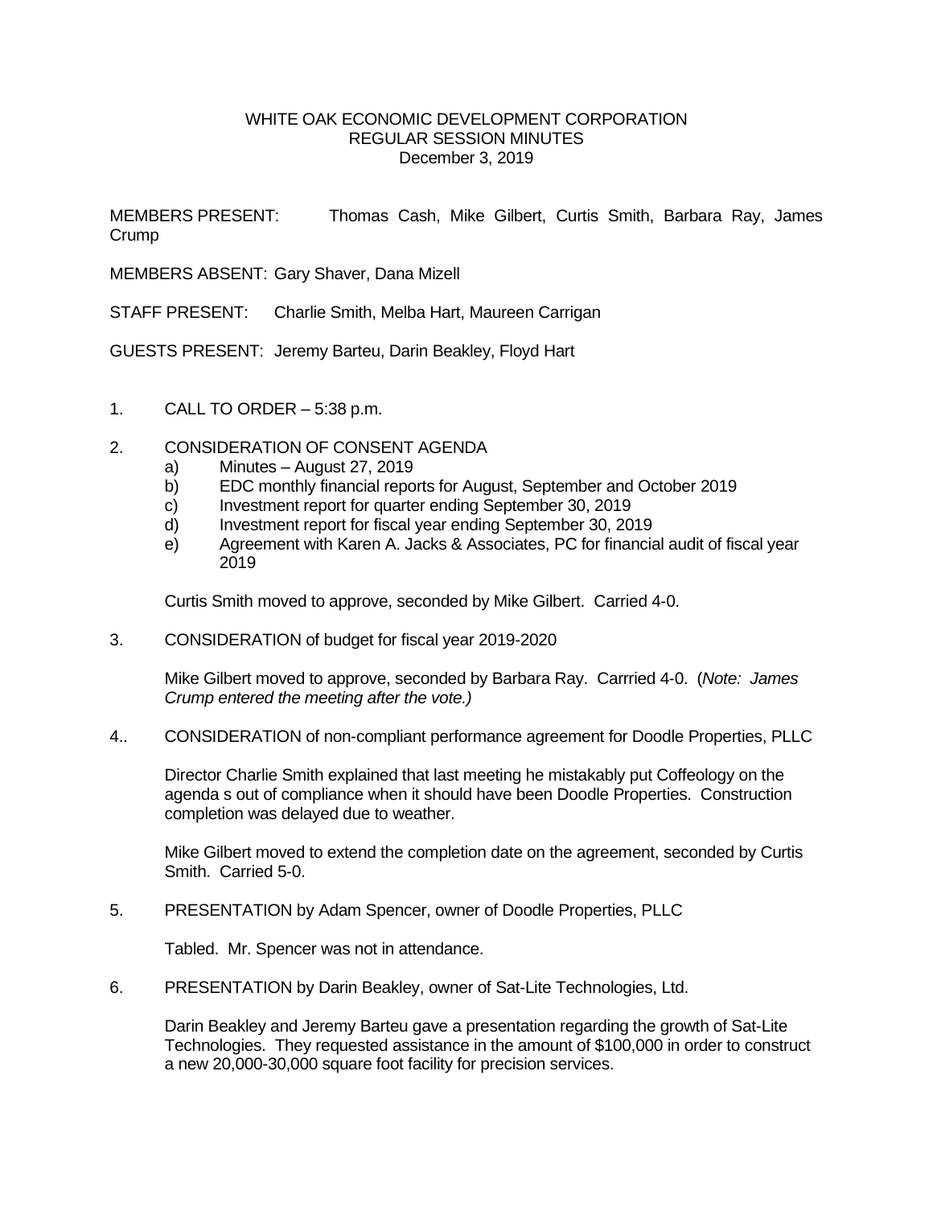# WHITE OAK ECONOMIC DEVELOPMENT CORPORATION
## REGULAR SESSION MINUTES
### December 3, 2019

MEMBERS PRESENT: Thomas Cash, Mike Gilbert, Curtis Smith, Barbara Ray, James Crump

MEMBERS ABSENT: Gary Shaver, Dana Mizell

STAFF PRESENT: Charlie Smith, Melba Hart, Maureen Carrigan

GUESTS PRESENT: Jeremy Barteu, Darin Beakley, Floyd Hart

1. CALL TO ORDER – 5:38 p.m.

2. CONSIDERATION OF CONSENT AGENDA
   a) Minutes – August 27, 2019
   b) EDC monthly financial reports for August, September and October 2019
   c) Investment report for quarter ending September 30, 2019
   d) Investment report for fiscal year ending September 30, 2019
   e) Agreement with Karen A. Jacks & Associates, PC for financial audit of fiscal year 2019

   Curtis Smith moved to approve, seconded by Mike Gilbert. Carried 4-0.

3. CONSIDERATION of budget for fiscal year 2019-2020

   Mike Gilbert moved to approve, seconded by Barbara Ray. Carrried 4-0. (*Note: James Crump entered the meeting after the vote.)*

4.. CONSIDERATION of non-compliant performance agreement for Doodle Properties, PLLC

   Director Charlie Smith explained that last meeting he mistakably put Coffeology on the agenda s out of compliance when it should have been Doodle Properties. Construction completion was delayed due to weather.

   Mike Gilbert moved to extend the completion date on the agreement, seconded by Curtis Smith. Carried 5-0.

5. PRESENTATION by Adam Spencer, owner of Doodle Properties, PLLC

   Tabled. Mr. Spencer was not in attendance.

6. PRESENTATION by Darin Beakley, owner of Sat-Lite Technologies, Ltd.

   Darin Beakley and Jeremy Barteu gave a presentation regarding the growth of Sat-Lite Technologies. They requested assistance in the amount of $100,000 in order to construct a new 20,000-30,000 square foot facility for precision services.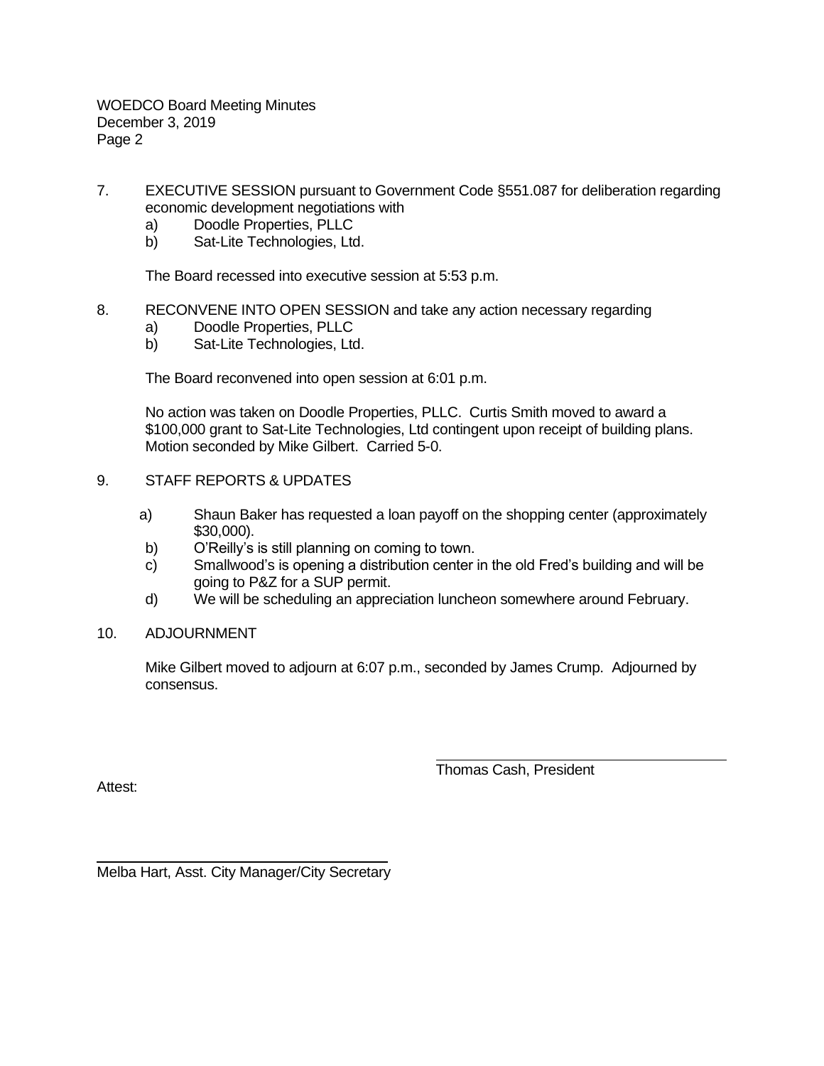7. EXECUTIVE SESSION pursuant to Government Code §551.087 for deliberation regarding economic development negotiations with
   a) Doodle Properties, PLLC
   b) Sat-Lite Technologies, Ltd.

   The Board recessed into executive session at 5:53 p.m.

8. RECONVENE INTO OPEN SESSION and take any action necessary regarding
   a) Doodle Properties, PLLC
   b) Sat-Lite Technologies, Ltd.

   The Board reconvened into open session at 6:01 p.m.

   No action was taken on Doodle Properties, PLLC. Curtis Smith moved to award a $100,000 grant to Sat-Lite Technologies, Ltd contingent upon receipt of building plans. Motion seconded by Mike Gilbert. Carried 5-0.

9. STAFF REPORTS & UPDATES

   a) Shaun Baker has requested a loan payoff on the shopping center (approximately $30,000).
   b) O'Reilly's is still planning on coming to town.
   c) Smallwood's is opening a distribution center in the old Fred's building and will be going to P&Z for a SUP permit.
   d) We will be scheduling an appreciation luncheon somewhere around February.

10. ADJOURNMENT

    Mike Gilbert moved to adjourn at 6:07 p.m., seconded by James Crump. Adjourned by consensus.

Thomas Cash, President

Attest:

Melba Hart, Asst. City Manager/City Secretary